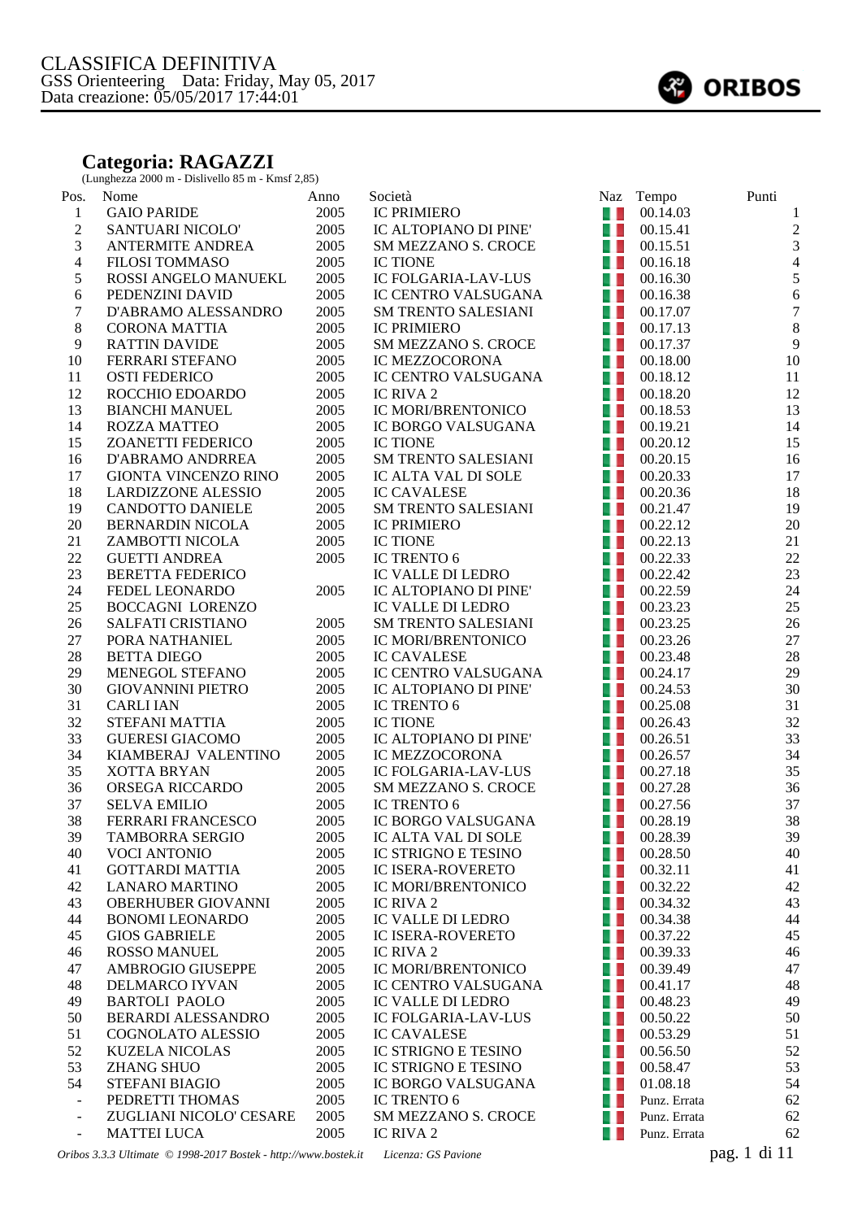CLASSIFICA DEFINITIVA
GSS Orienteering Data: Friday, May 05, 2017
Data creazione: 05/05/2017 17:44:01

ORIBOS

## Categoria: RAGAZZI

(Lunghezza 2000 m - Dislivello 85 m - Kmsf 2,85)

| Pos. | Nome | Anno | Società | Naz | Tempo | Punti |
|---|---|---|---|---|---|---|
| 1 | GAIO PARIDE | 2005 | IC PRIMIERO | | 00.14.03 | 1 |
| 2 | SANTUARI NICOLO' | 2005 | IC ALTOPIANO DI PINE' | | 00.15.41 | 2 |
| 3 | ANTERMITE ANDREA | 2005 | SM MEZZANO S. CROCE | | 00.15.51 | 3 |
| 4 | FILOSI TOMMASO | 2005 | IC TIONE | | 00.16.18 | 4 |
| 5 | ROSSI ANGELO MANUEKL | 2005 | IC FOLGARIA-LAV-LUS | | 00.16.30 | 5 |
| 6 | PEDENZINI DAVID | 2005 | IC CENTRO VALSUGANA | | 00.16.38 | 6 |
| 7 | D'ABRAMO ALESSANDRO | 2005 | SM TRENTO SALESIANI | | 00.17.07 | 7 |
| 8 | CORONA MATTIA | 2005 | IC PRIMIERO | | 00.17.13 | 8 |
| 9 | RATTIN DAVIDE | 2005 | SM MEZZANO S. CROCE | | 00.17.37 | 9 |
| 10 | FERRARI STEFANO | 2005 | IC MEZZOCORONA | | 00.18.00 | 10 |
| 11 | OSTI FEDERICO | 2005 | IC CENTRO VALSUGANA | | 00.18.12 | 11 |
| 12 | ROCCHIO EDOARDO | 2005 | IC RIVA 2 | | 00.18.20 | 12 |
| 13 | BIANCHI MANUEL | 2005 | IC MORI/BRENTONICO | | 00.18.53 | 13 |
| 14 | ROZZA MATTEO | 2005 | IC BORGO VALSUGANA | | 00.19.21 | 14 |
| 15 | ZOANETTI FEDERICO | 2005 | IC TIONE | | 00.20.12 | 15 |
| 16 | D'ABRAMO ANDRREA | 2005 | SM TRENTO SALESIANI | | 00.20.15 | 16 |
| 17 | GIONTA VINCENZO RINO | 2005 | IC ALTA VAL DI SOLE | | 00.20.33 | 17 |
| 18 | LARDIZZONE ALESSIO | 2005 | IC CAVALESE | | 00.20.36 | 18 |
| 19 | CANDOTTO DANIELE | 2005 | SM TRENTO SALESIANI | | 00.21.47 | 19 |
| 20 | BERNARDIN NICOLA | 2005 | IC PRIMIERO | | 00.22.12 | 20 |
| 21 | ZAMBOTTI NICOLA | 2005 | IC TIONE | | 00.22.13 | 21 |
| 22 | GUETTI ANDREA | 2005 | IC TRENTO 6 | | 00.22.33 | 22 |
| 23 | BERETTA FEDERICO | | IC VALLE DI LEDRO | | 00.22.42 | 23 |
| 24 | FEDEL LEONARDO | 2005 | IC ALTOPIANO DI PINE' | | 00.22.59 | 24 |
| 25 | BOCCAGNI LORENZO | | IC VALLE DI LEDRO | | 00.23.23 | 25 |
| 26 | SALFATI CRISTIANO | 2005 | SM TRENTO SALESIANI | | 00.23.25 | 26 |
| 27 | PORA NATHANIEL | 2005 | IC MORI/BRENTONICO | | 00.23.26 | 27 |
| 28 | BETTA DIEGO | 2005 | IC CAVALESE | | 00.23.48 | 28 |
| 29 | MENEGOL STEFANO | 2005 | IC CENTRO VALSUGANA | | 00.24.17 | 29 |
| 30 | GIOVANNINI PIETRO | 2005 | IC ALTOPIANO DI PINE' | | 00.24.53 | 30 |
| 31 | CARLI IAN | 2005 | IC TRENTO 6 | | 00.25.08 | 31 |
| 32 | STEFANI MATTIA | 2005 | IC TIONE | | 00.26.43 | 32 |
| 33 | GUERESI GIACOMO | 2005 | IC ALTOPIANO DI PINE' | | 00.26.51 | 33 |
| 34 | KIAMBERAJ VALENTINO | 2005 | IC MEZZOCORONA | | 00.26.57 | 34 |
| 35 | XOTTA BRYAN | 2005 | IC FOLGARIA-LAV-LUS | | 00.27.18 | 35 |
| 36 | ORSEGA RICCARDO | 2005 | SM MEZZANO S. CROCE | | 00.27.28 | 36 |
| 37 | SELVA EMILIO | 2005 | IC TRENTO 6 | | 00.27.56 | 37 |
| 38 | FERRARI FRANCESCO | 2005 | IC BORGO VALSUGANA | | 00.28.19 | 38 |
| 39 | TAMBORRA SERGIO | 2005 | IC ALTA VAL DI SOLE | | 00.28.39 | 39 |
| 40 | VOCI ANTONIO | 2005 | IC STRIGNO E TESINO | | 00.28.50 | 40 |
| 41 | GOTTARDI MATTIA | 2005 | IC ISERA-ROVERETO | | 00.32.11 | 41 |
| 42 | LANARO MARTINO | 2005 | IC MORI/BRENTONICO | | 00.32.22 | 42 |
| 43 | OBERHUBER GIOVANNI | 2005 | IC RIVA 2 | | 00.34.32 | 43 |
| 44 | BONOMI LEONARDO | 2005 | IC VALLE DI LEDRO | | 00.34.38 | 44 |
| 45 | GIOS GABRIELE | 2005 | IC ISERA-ROVERETO | | 00.37.22 | 45 |
| 46 | ROSSO MANUEL | 2005 | IC RIVA 2 | | 00.39.33 | 46 |
| 47 | AMBROGIO GIUSEPPE | 2005 | IC MORI/BRENTONICO | | 00.39.49 | 47 |
| 48 | DELMARCO IYVAN | 2005 | IC CENTRO VALSUGANA | | 00.41.17 | 48 |
| 49 | BARTOLI PAOLO | 2005 | IC VALLE DI LEDRO | | 00.48.23 | 49 |
| 50 | BERARDI ALESSANDRO | 2005 | IC FOLGARIA-LAV-LUS | | 00.50.22 | 50 |
| 51 | COGNOLATO ALESSIO | 2005 | IC CAVALESE | | 00.53.29 | 51 |
| 52 | KUZELA NICOLAS | 2005 | IC STRIGNO E TESINO | | 00.56.50 | 52 |
| 53 | ZHANG SHUO | 2005 | IC STRIGNO E TESINO | | 00.58.47 | 53 |
| 54 | STEFANI BIAGIO | 2005 | IC BORGO VALSUGANA | | 01.08.18 | 54 |
| - | PEDRETTI THOMAS | 2005 | IC TRENTO 6 | | Punz. Errata | 62 |
| - | ZUGLIANI NICOLO' CESARE | 2005 | SM MEZZANO S. CROCE | | Punz. Errata | 62 |
| - | MATTEI LUCA | 2005 | IC RIVA 2 | | Punz. Errata | 62 |

*Oribos 3.3.3 Ultimate © 1998-2017 Bostek - http://www.bostek.it Licenza: GS Pavione*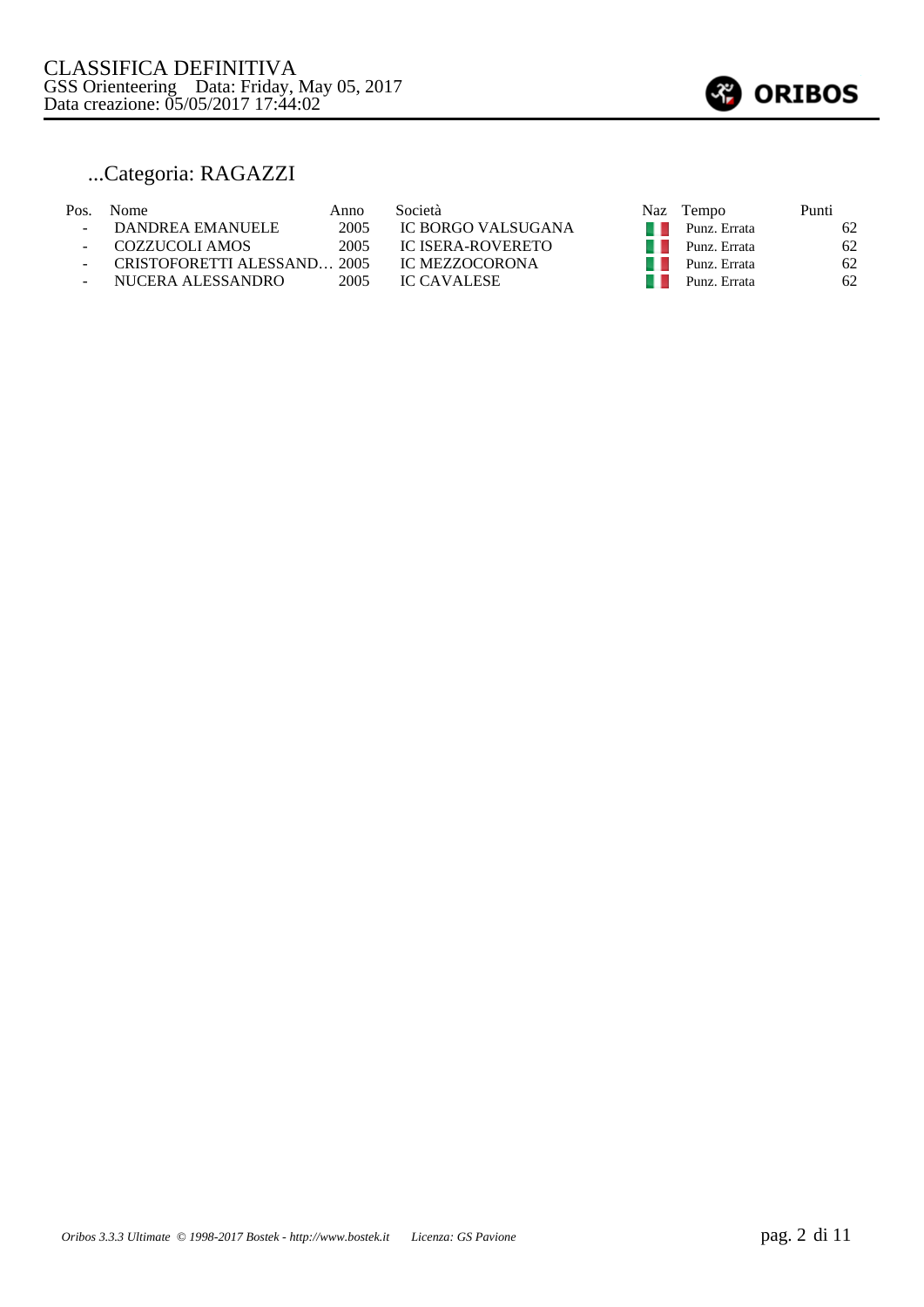CLASSIFICA DEFINITIVA
GSS Orienteering   Data: Friday, May 05, 2017
Data creazione: 05/05/2017 17:44:02

## ...Categoria: RAGAZZI

| Pos. | Nome | Anno | Società | Naz | Tempo | Punti |
|---|---|---|---|---|---|---|
| - | DANDREA EMANUELE | 2005 | IC BORGO VALSUGANA | | Punz. Errata | 62 |
| - | COZZUCOLI AMOS | 2005 | IC ISERA-ROVERETO | | Punz. Errata | 62 |
| - | CRISTOFORETTI ALESSAND… | 2005 | IC MEZZOCORONA | | Punz. Errata | 62 |
| - | NUCERA ALESSANDRO | 2005 | IC CAVALESE | | Punz. Errata | 62 |

*Oribos 3.3.3 Ultimate © 1998-2017 Bostek - http://www.bostek.it    Licenza: GS Pavione*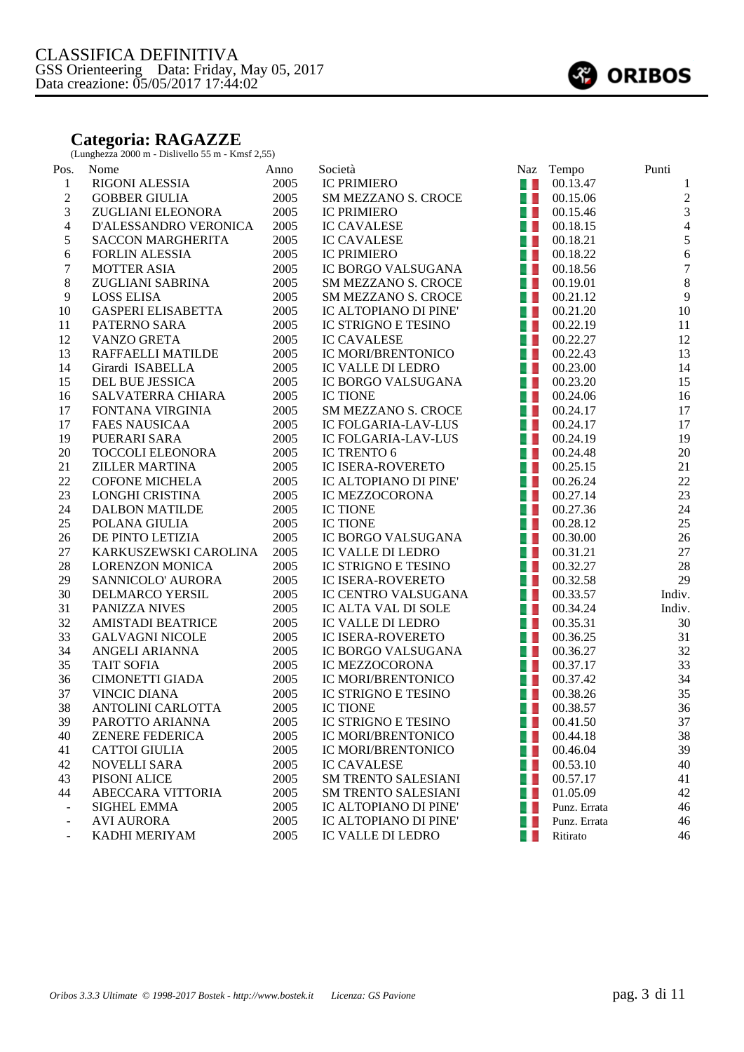CLASSIFICA DEFINITIVA
GSS Orienteering Data: Friday, May 05, 2017
Data creazione: 05/05/2017 17:44:02

ORIBOS

## Categoria: RAGAZZE

(Lunghezza 2000 m - Dislivello 55 m - Kmsf 2,55)

| Pos. | Nome | Anno | Società | Naz | Tempo | Punti |
|---|---|---|---|---|---|---|
| 1 | RIGONI ALESSIA | 2005 | IC PRIMIERO | | 00.13.47 | 1 |
| 2 | GOBBER GIULIA | 2005 | SM MEZZANO S. CROCE | | 00.15.06 | 2 |
| 3 | ZUGLIANI ELEONORA | 2005 | IC PRIMIERO | | 00.15.46 | 3 |
| 4 | D'ALESSANDRO VERONICA | 2005 | IC CAVALESE | | 00.18.15 | 4 |
| 5 | SACCON MARGHERITA | 2005 | IC CAVALESE | | 00.18.21 | 5 |
| 6 | FORLIN ALESSIA | 2005 | IC PRIMIERO | | 00.18.22 | 6 |
| 7 | MOTTER ASIA | 2005 | IC BORGO VALSUGANA | | 00.18.56 | 7 |
| 8 | ZUGLIANI SABRINA | 2005 | SM MEZZANO S. CROCE | | 00.19.01 | 8 |
| 9 | LOSS ELISA | 2005 | SM MEZZANO S. CROCE | | 00.21.12 | 9 |
| 10 | GASPERI ELISABETTA | 2005 | IC ALTOPIANO DI PINE' | | 00.21.20 | 10 |
| 11 | PATERNO SARA | 2005 | IC STRIGNO E TESINO | | 00.22.19 | 11 |
| 12 | VANZO GRETA | 2005 | IC CAVALESE | | 00.22.27 | 12 |
| 13 | RAFFAELLI MATILDE | 2005 | IC MORI/BRENTONICO | | 00.22.43 | 13 |
| 14 | Girardi ISABELLA | 2005 | IC VALLE DI LEDRO | | 00.23.00 | 14 |
| 15 | DEL BUE JESSICA | 2005 | IC BORGO VALSUGANA | | 00.23.20 | 15 |
| 16 | SALVATERRA CHIARA | 2005 | IC TIONE | | 00.24.06 | 16 |
| 17 | FONTANA VIRGINIA | 2005 | SM MEZZANO S. CROCE | | 00.24.17 | 17 |
| 17 | FAES NAUSICAA | 2005 | IC FOLGARIA-LAV-LUS | | 00.24.17 | 17 |
| 19 | PUERARI SARA | 2005 | IC FOLGARIA-LAV-LUS | | 00.24.19 | 19 |
| 20 | TOCCOLI ELEONORA | 2005 | IC TRENTO 6 | | 00.24.48 | 20 |
| 21 | ZILLER MARTINA | 2005 | IC ISERA-ROVERETO | | 00.25.15 | 21 |
| 22 | COFONE MICHELA | 2005 | IC ALTOPIANO DI PINE' | | 00.26.24 | 22 |
| 23 | LONGHI CRISTINA | 2005 | IC MEZZOCORONA | | 00.27.14 | 23 |
| 24 | DALBON MATILDE | 2005 | IC TIONE | | 00.27.36 | 24 |
| 25 | POLANA GIULIA | 2005 | IC TIONE | | 00.28.12 | 25 |
| 26 | DE PINTO LETIZIA | 2005 | IC BORGO VALSUGANA | | 00.30.00 | 26 |
| 27 | KARKUSZEWSKI CAROLINA | 2005 | IC VALLE DI LEDRO | | 00.31.21 | 27 |
| 28 | LORENZON MONICA | 2005 | IC STRIGNO E TESINO | | 00.32.27 | 28 |
| 29 | SANNICOLO' AURORA | 2005 | IC ISERA-ROVERETO | | 00.32.58 | 29 |
| 30 | DELMARCO YERSIL | 2005 | IC CENTRO VALSUGANA | | 00.33.57 | Indiv. |
| 31 | PANIZZA NIVES | 2005 | IC ALTA VAL DI SOLE | | 00.34.24 | Indiv. |
| 32 | AMISTADI BEATRICE | 2005 | IC VALLE DI LEDRO | | 00.35.31 | 30 |
| 33 | GALVAGNI NICOLE | 2005 | IC ISERA-ROVERETO | | 00.36.25 | 31 |
| 34 | ANGELI ARIANNA | 2005 | IC BORGO VALSUGANA | | 00.36.27 | 32 |
| 35 | TAIT SOFIA | 2005 | IC MEZZOCORONA | | 00.37.17 | 33 |
| 36 | CIMONETTI GIADA | 2005 | IC MORI/BRENTONICO | | 00.37.42 | 34 |
| 37 | VINCIC DIANA | 2005 | IC STRIGNO E TESINO | | 00.38.26 | 35 |
| 38 | ANTOLINI CARLOTTA | 2005 | IC TIONE | | 00.38.57 | 36 |
| 39 | PAROTTO ARIANNA | 2005 | IC STRIGNO E TESINO | | 00.41.50 | 37 |
| 40 | ZENERE FEDERICA | 2005 | IC MORI/BRENTONICO | | 00.44.18 | 38 |
| 41 | CATTOI GIULIA | 2005 | IC MORI/BRENTONICO | | 00.46.04 | 39 |
| 42 | NOVELLI SARA | 2005 | IC CAVALESE | | 00.53.10 | 40 |
| 43 | PISONI ALICE | 2005 | SM TRENTO SALESIANI | | 00.57.17 | 41 |
| 44 | ABECCARA VITTORIA | 2005 | SM TRENTO SALESIANI | | 01.05.09 | 42 |
| - | SIGHEL EMMA | 2005 | IC ALTOPIANO DI PINE' | | Punz. Errata | 46 |
| - | AVI AURORA | 2005 | IC ALTOPIANO DI PINE' | | Punz. Errata | 46 |
| - | KADHI MERIYAM | 2005 | IC VALLE DI LEDRO | | Ritirato | 46 |

*Oribos 3.3.3 Ultimate © 1998-2017 Bostek - http://www.bostek.it Licenza: GS Pavione*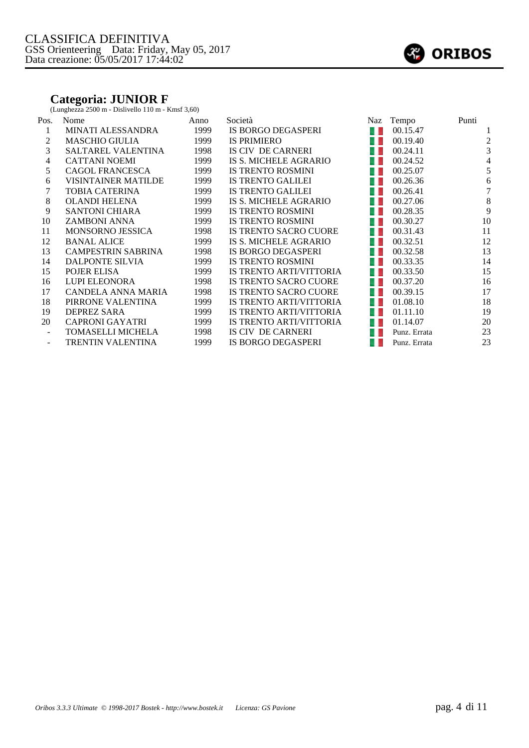CLASSIFICA DEFINITIVA
GSS Orienteering Data: Friday, May 05, 2017
Data creazione: 05/05/2017 17:44:02

## Categoria: JUNIOR F

(Lunghezza 2500 m - Dislivello 110 m - Kmsf 3,60)

| Pos. | Nome | Anno | Società | Naz | Tempo | Punti |
|---|---|---|---|---|---|---|
| 1 | MINATI ALESSANDRA | 1999 | IS BORGO DEGASPERI | | 00.15.47 | 1 |
| 2 | MASCHIO GIULIA | 1999 | IS PRIMIERO | | 00.19.40 | 2 |
| 3 | SALTAREL VALENTINA | 1998 | IS CIV DE CARNERI | | 00.24.11 | 3 |
| 4 | CATTANI NOEMI | 1999 | IS S. MICHELE AGRARIO | | 00.24.52 | 4 |
| 5 | CAGOL FRANCESCA | 1999 | IS TRENTO ROSMINI | | 00.25.07 | 5 |
| 6 | VISINTAINER MATILDE | 1999 | IS TRENTO GALILEI | | 00.26.36 | 6 |
| 7 | TOBIA CATERINA | 1999 | IS TRENTO GALILEI | | 00.26.41 | 7 |
| 8 | OLANDI HELENA | 1999 | IS S. MICHELE AGRARIO | | 00.27.06 | 8 |
| 9 | SANTONI CHIARA | 1999 | IS TRENTO ROSMINI | | 00.28.35 | 9 |
| 10 | ZAMBONI ANNA | 1999 | IS TRENTO ROSMINI | | 00.30.27 | 10 |
| 11 | MONSORNO JESSICA | 1998 | IS TRENTO SACRO CUORE | | 00.31.43 | 11 |
| 12 | BANAL ALICE | 1999 | IS S. MICHELE AGRARIO | | 00.32.51 | 12 |
| 13 | CAMPESTRIN SABRINA | 1998 | IS BORGO DEGASPERI | | 00.32.58 | 13 |
| 14 | DALPONTE SILVIA | 1999 | IS TRENTO ROSMINI | | 00.33.35 | 14 |
| 15 | POJER ELISA | 1999 | IS TRENTO ARTI/VITTORIA | | 00.33.50 | 15 |
| 16 | LUPI ELEONORA | 1998 | IS TRENTO SACRO CUORE | | 00.37.20 | 16 |
| 17 | CANDELA ANNA MARIA | 1998 | IS TRENTO SACRO CUORE | | 00.39.15 | 17 |
| 18 | PIRRONE VALENTINA | 1999 | IS TRENTO ARTI/VITTORIA | | 01.08.10 | 18 |
| 19 | DEPREZ SARA | 1999 | IS TRENTO ARTI/VITTORIA | | 01.11.10 | 19 |
| 20 | CAPRONI GAYATRI | 1999 | IS TRENTO ARTI/VITTORIA | | 01.14.07 | 20 |
| - | TOMASELLI MICHELA | 1998 | IS CIV DE CARNERI | | Punz. Errata | 23 |
| - | TRENTIN VALENTINA | 1999 | IS BORGO DEGASPERI | | Punz. Errata | 23 |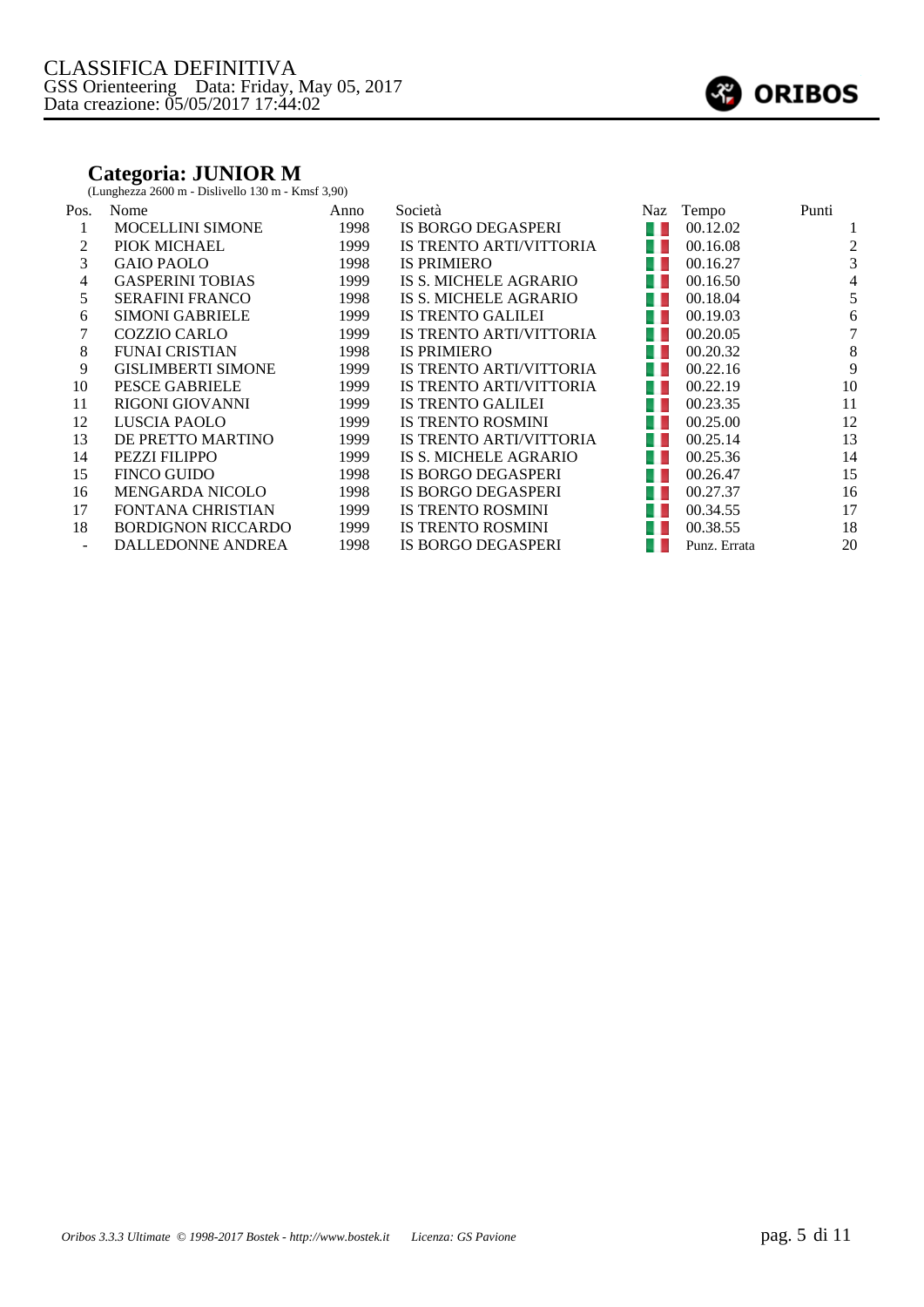CLASSIFICA DEFINITIVA
GSS Orienteering Data: Friday, May 05, 2017
Data creazione: 05/05/2017 17:44:02

ORIBOS

## Categoria: JUNIOR M

(Lunghezza 2600 m - Dislivello 130 m - Kmsf 3,90)

| Pos. | Nome | Anno | Società | Naz | Tempo | Punti |
|---|---|---|---|---|---|---|
| 1 | MOCELLINI SIMONE | 1998 | IS BORGO DEGASPERI | | 00.12.02 | 1 |
| 2 | PIOK MICHAEL | 1999 | IS TRENTO ARTI/VITTORIA | | 00.16.08 | 2 |
| 3 | GAIO PAOLO | 1998 | IS PRIMIERO | | 00.16.27 | 3 |
| 4 | GASPERINI TOBIAS | 1999 | IS S. MICHELE AGRARIO | | 00.16.50 | 4 |
| 5 | SERAFINI FRANCO | 1998 | IS S. MICHELE AGRARIO | | 00.18.04 | 5 |
| 6 | SIMONI GABRIELE | 1999 | IS TRENTO GALILEI | | 00.19.03 | 6 |
| 7 | COZZIO CARLO | 1999 | IS TRENTO ARTI/VITTORIA | | 00.20.05 | 7 |
| 8 | FUNAI CRISTIAN | 1998 | IS PRIMIERO | | 00.20.32 | 8 |
| 9 | GISLIMBERTI SIMONE | 1999 | IS TRENTO ARTI/VITTORIA | | 00.22.16 | 9 |
| 10 | PESCE GABRIELE | 1999 | IS TRENTO ARTI/VITTORIA | | 00.22.19 | 10 |
| 11 | RIGONI GIOVANNI | 1999 | IS TRENTO GALILEI | | 00.23.35 | 11 |
| 12 | LUSCIA PAOLO | 1999 | IS TRENTO ROSMINI | | 00.25.00 | 12 |
| 13 | DE PRETTO MARTINO | 1999 | IS TRENTO ARTI/VITTORIA | | 00.25.14 | 13 |
| 14 | PEZZI FILIPPO | 1999 | IS S. MICHELE AGRARIO | | 00.25.36 | 14 |
| 15 | FINCO GUIDO | 1998 | IS BORGO DEGASPERI | | 00.26.47 | 15 |
| 16 | MENGARDA NICOLO | 1998 | IS BORGO DEGASPERI | | 00.27.37 | 16 |
| 17 | FONTANA CHRISTIAN | 1999 | IS TRENTO ROSMINI | | 00.34.55 | 17 |
| 18 | BORDIGNON RICCARDO | 1999 | IS TRENTO ROSMINI | | 00.38.55 | 18 |
| - | DALLEDONNE ANDREA | 1998 | IS BORGO DEGASPERI | | Punz. Errata | 20 |

*Oribos 3.3.3 Ultimate © 1998-2017 Bostek - http://www.bostek.it Licenza: GS Pavione*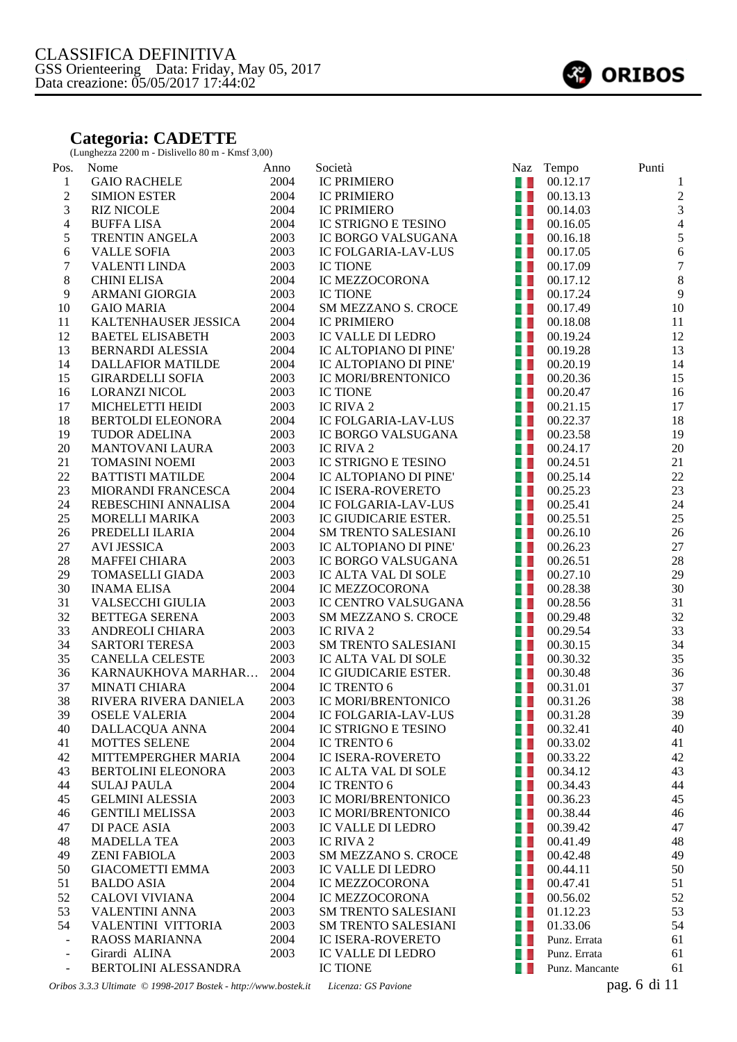CLASSIFICA DEFINITIVA
GSS Orienteering   Data: Friday, May 05, 2017
Data creazione: 05/05/2017 17:44:02

## Categoria: CADETTE

(Lunghezza 2200 m - Dislivello 80 m - Kmsf 3,00)

| Pos. | Nome | Anno | Società | Naz | Tempo | Punti |
|---|---|---|---|---|---|---|
| 1 | GAIO RACHELE | 2004 | IC PRIMIERO | | 00.12.17 | 1 |
| 2 | SIMION ESTER | 2004 | IC PRIMIERO | | 00.13.13 | 2 |
| 3 | RIZ NICOLE | 2004 | IC PRIMIERO | | 00.14.03 | 3 |
| 4 | BUFFA LISA | 2004 | IC STRIGNO E TESINO | | 00.16.05 | 4 |
| 5 | TRENTIN ANGELA | 2003 | IC BORGO VALSUGANA | | 00.16.18 | 5 |
| 6 | VALLE SOFIA | 2003 | IC FOLGARIA-LAV-LUS | | 00.17.05 | 6 |
| 7 | VALENTI LINDA | 2003 | IC TIONE | | 00.17.09 | 7 |
| 8 | CHINI ELISA | 2004 | IC MEZZOCORONA | | 00.17.12 | 8 |
| 9 | ARMANI GIORGIA | 2003 | IC TIONE | | 00.17.24 | 9 |
| 10 | GAIO MARIA | 2004 | SM MEZZANO S. CROCE | | 00.17.49 | 10 |
| 11 | KALTENHAUSER JESSICA | 2004 | IC PRIMIERO | | 00.18.08 | 11 |
| 12 | BAETEL ELISABETH | 2003 | IC VALLE DI LEDRO | | 00.19.24 | 12 |
| 13 | BERNARDI ALESSIA | 2004 | IC ALTOPIANO DI PINE' | | 00.19.28 | 13 |
| 14 | DALLAFIOR MATILDE | 2004 | IC ALTOPIANO DI PINE' | | 00.20.19 | 14 |
| 15 | GIRARDELLI SOFIA | 2003 | IC MORI/BRENTONICO | | 00.20.36 | 15 |
| 16 | LORANZI NICOL | 2003 | IC TIONE | | 00.20.47 | 16 |
| 17 | MICHELETTI HEIDI | 2003 | IC RIVA 2 | | 00.21.15 | 17 |
| 18 | BERTOLDI ELEONORA | 2004 | IC FOLGARIA-LAV-LUS | | 00.22.37 | 18 |
| 19 | TUDOR ADELINA | 2003 | IC BORGO VALSUGANA | | 00.23.58 | 19 |
| 20 | MANTOVANI LAURA | 2003 | IC RIVA 2 | | 00.24.17 | 20 |
| 21 | TOMASINI NOEMI | 2003 | IC STRIGNO E TESINO | | 00.24.51 | 21 |
| 22 | BATTISTI MATILDE | 2004 | IC ALTOPIANO DI PINE' | | 00.25.14 | 22 |
| 23 | MIORANDI FRANCESCA | 2004 | IC ISERA-ROVERETO | | 00.25.23 | 23 |
| 24 | REBESCHINI ANNALISA | 2004 | IC FOLGARIA-LAV-LUS | | 00.25.41 | 24 |
| 25 | MORELLI MARIKA | 2003 | IC GIUDICARIE ESTER. | | 00.25.51 | 25 |
| 26 | PREDELLI ILARIA | 2004 | SM TRENTO SALESIANI | | 00.26.10 | 26 |
| 27 | AVI JESSICA | 2003 | IC ALTOPIANO DI PINE' | | 00.26.23 | 27 |
| 28 | MAFFEI CHIARA | 2003 | IC BORGO VALSUGANA | | 00.26.51 | 28 |
| 29 | TOMASELLI GIADA | 2003 | IC ALTA VAL DI SOLE | | 00.27.10 | 29 |
| 30 | INAMA ELISA | 2004 | IC MEZZOCORONA | | 00.28.38 | 30 |
| 31 | VALSECCHI GIULIA | 2003 | IC CENTRO VALSUGANA | | 00.28.56 | 31 |
| 32 | BETTEGA SERENA | 2003 | SM MEZZANO S. CROCE | | 00.29.48 | 32 |
| 33 | ANDREOLI CHIARA | 2003 | IC RIVA 2 | | 00.29.54 | 33 |
| 34 | SARTORI TERESA | 2003 | SM TRENTO SALESIANI | | 00.30.15 | 34 |
| 35 | CANELLA CELESTE | 2003 | IC ALTA VAL DI SOLE | | 00.30.32 | 35 |
| 36 | KARNAUKHOVA MARHAR… | 2004 | IC GIUDICARIE ESTER. | | 00.30.48 | 36 |
| 37 | MINATI CHIARA | 2004 | IC TRENTO 6 | | 00.31.01 | 37 |
| 38 | RIVERA RIVERA DANIELA | 2003 | IC MORI/BRENTONICO | | 00.31.26 | 38 |
| 39 | OSELE VALERIA | 2004 | IC FOLGARIA-LAV-LUS | | 00.31.28 | 39 |
| 40 | DALLACQUA ANNA | 2004 | IC STRIGNO E TESINO | | 00.32.41 | 40 |
| 41 | MOTTES SELENE | 2004 | IC TRENTO 6 | | 00.33.02 | 41 |
| 42 | MITTEMPERGHER MARIA | 2004 | IC ISERA-ROVERETO | | 00.33.22 | 42 |
| 43 | BERTOLINI ELEONORA | 2003 | IC ALTA VAL DI SOLE | | 00.34.12 | 43 |
| 44 | SULAJ PAULA | 2004 | IC TRENTO 6 | | 00.34.43 | 44 |
| 45 | GELMINI ALESSIA | 2003 | IC MORI/BRENTONICO | | 00.36.23 | 45 |
| 46 | GENTILI MELISSA | 2003 | IC MORI/BRENTONICO | | 00.38.44 | 46 |
| 47 | DI PACE ASIA | 2003 | IC VALLE DI LEDRO | | 00.39.42 | 47 |
| 48 | MADELLA TEA | 2003 | IC RIVA 2 | | 00.41.49 | 48 |
| 49 | ZENI FABIOLA | 2003 | SM MEZZANO S. CROCE | | 00.42.48 | 49 |
| 50 | GIACOMETTI EMMA | 2003 | IC VALLE DI LEDRO | | 00.44.11 | 50 |
| 51 | BALDO ASIA | 2004 | IC MEZZOCORONA | | 00.47.41 | 51 |
| 52 | CALOVI VIVIANA | 2004 | IC MEZZOCORONA | | 00.56.02 | 52 |
| 53 | VALENTINI ANNA | 2003 | SM TRENTO SALESIANI | | 01.12.23 | 53 |
| 54 | VALENTINI VITTORIA | 2003 | SM TRENTO SALESIANI | | 01.33.06 | 54 |
| - | RAOSS MARIANNA | 2004 | IC ISERA-ROVERETO | | Punz. Errata | 61 |
| - | Girardi ALINA | 2003 | IC VALLE DI LEDRO | | Punz. Errata | 61 |
| - | BERTOLINI ALESSANDRA | | IC TIONE | | Punz. Mancante | 61 |

*Oribos 3.3.3 Ultimate © 1998-2017 Bostek - http://www.bostek.it*   *Licenza: GS Pavione*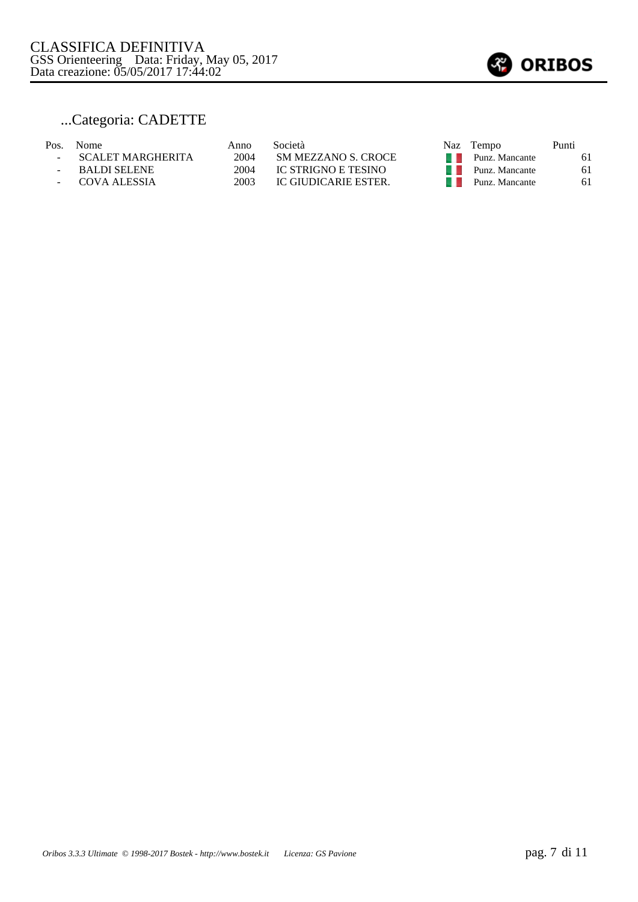CLASSIFICA DEFINITIVA
GSS Orienteering Data: Friday, May 05, 2017
Data creazione: 05/05/2017 17:44:02

## ...Categoria: CADETTE

| Pos. | Nome | Anno | Società | Naz | Tempo | Punti |
|---|---|---|---|---|---|---|
| - | SCALET MARGHERITA | 2004 | SM MEZZANO S. CROCE | | Punz. Mancante | 61 |
| - | BALDI SELENE | 2004 | IC STRIGNO E TESINO | | Punz. Mancante | 61 |
| - | COVA ALESSIA | 2003 | IC GIUDICARIE ESTER. | | Punz. Mancante | 61 |

*Oribos 3.3.3 Ultimate © 1998-2017 Bostek - http://www.bostek.it Licenza: GS Pavione*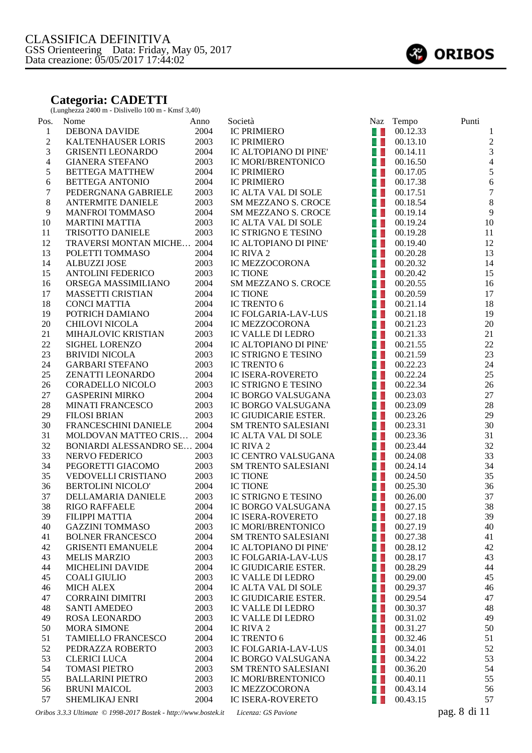CLASSIFICA DEFINITIVA
GSS Orienteering   Data: Friday, May 05, 2017
Data creazione: 05/05/2017 17:44:02

## Categoria: CADETTI

(Lunghezza 2400 m - Dislivello 100 m - Kmsf 3,40)

| Pos. | Nome | Anno | Società | Naz | Tempo | Punti |
|---|---|---|---|---|---|---|
| 1 | DEBONA DAVIDE | 2004 | IC PRIMIERO | | 00.12.33 | 1 |
| 2 | KALTENHAUSER LORIS | 2003 | IC PRIMIERO | | 00.13.10 | 2 |
| 3 | GRISENTI LEONARDO | 2004 | IC ALTOPIANO DI PINE' | | 00.14.11 | 3 |
| 4 | GIANERA STEFANO | 2003 | IC MORI/BRENTONICO | | 00.16.50 | 4 |
| 5 | BETTEGA MATTHEW | 2004 | IC PRIMIERO | | 00.17.05 | 5 |
| 6 | BETTEGA ANTONIO | 2004 | IC PRIMIERO | | 00.17.38 | 6 |
| 7 | PEDERGNANA GABRIELE | 2003 | IC ALTA VAL DI SOLE | | 00.17.51 | 7 |
| 8 | ANTERMITE DANIELE | 2003 | SM MEZZANO S. CROCE | | 00.18.54 | 8 |
| 9 | MANFROI TOMMASO | 2004 | SM MEZZANO S. CROCE | | 00.19.14 | 9 |
| 10 | MARTINI MATTIA | 2003 | IC ALTA VAL DI SOLE | | 00.19.24 | 10 |
| 11 | TRISOTTO DANIELE | 2003 | IC STRIGNO E TESINO | | 00.19.28 | 11 |
| 12 | TRAVERSI MONTAN MICHE… | 2004 | IC ALTOPIANO DI PINE' | | 00.19.40 | 12 |
| 13 | POLETTI TOMMASO | 2004 | IC RIVA 2 | | 00.20.28 | 13 |
| 14 | ALBUZZI JOSE | 2003 | IC MEZZOCORONA | | 00.20.32 | 14 |
| 15 | ANTOLINI FEDERICO | 2003 | IC TIONE | | 00.20.42 | 15 |
| 16 | ORSEGA MASSIMILIANO | 2004 | SM MEZZANO S. CROCE | | 00.20.55 | 16 |
| 17 | MASSETTI CRISTIAN | 2004 | IC TIONE | | 00.20.59 | 17 |
| 18 | CONCI MATTIA | 2004 | IC TRENTO 6 | | 00.21.14 | 18 |
| 19 | POTRICH DAMIANO | 2004 | IC FOLGARIA-LAV-LUS | | 00.21.18 | 19 |
| 20 | CHILOVI NICOLA | 2004 | IC MEZZOCORONA | | 00.21.23 | 20 |
| 21 | MIHAJLOVIC KRISTIAN | 2003 | IC VALLE DI LEDRO | | 00.21.33 | 21 |
| 22 | SIGHEL LORENZO | 2004 | IC ALTOPIANO DI PINE' | | 00.21.55 | 22 |
| 23 | BRIVIDI NICOLA | 2003 | IC STRIGNO E TESINO | | 00.21.59 | 23 |
| 24 | GARBARI STEFANO | 2003 | IC TRENTO 6 | | 00.22.23 | 24 |
| 25 | ZENATTI LEONARDO | 2004 | IC ISERA-ROVERETO | | 00.22.24 | 25 |
| 26 | CORADELLO NICOLO | 2003 | IC STRIGNO E TESINO | | 00.22.34 | 26 |
| 27 | GASPERINI MIRKO | 2004 | IC BORGO VALSUGANA | | 00.23.03 | 27 |
| 28 | MINATI FRANCESCO | 2003 | IC BORGO VALSUGANA | | 00.23.09 | 28 |
| 29 | FILOSI BRIAN | 2003 | IC GIUDICARIE ESTER. | | 00.23.26 | 29 |
| 30 | FRANCESCHINI DANIELE | 2004 | SM TRENTO SALESIANI | | 00.23.31 | 30 |
| 31 | MOLDOVAN MATTEO CRIS… | 2004 | IC ALTA VAL DI SOLE | | 00.23.36 | 31 |
| 32 | BONIARDI ALESSANDRO SE… | 2004 | IC RIVA 2 | | 00.23.44 | 32 |
| 33 | NERVO FEDERICO | 2003 | IC CENTRO VALSUGANA | | 00.24.08 | 33 |
| 34 | PEGORETTI GIACOMO | 2003 | SM TRENTO SALESIANI | | 00.24.14 | 34 |
| 35 | VEDOVELLI CRISTIANO | 2003 | IC TIONE | | 00.24.50 | 35 |
| 36 | BERTOLINI NICOLO' | 2004 | IC TIONE | | 00.25.30 | 36 |
| 37 | DELLAMARIA DANIELE | 2003 | IC STRIGNO E TESINO | | 00.26.00 | 37 |
| 38 | RIGO RAFFAELE | 2004 | IC BORGO VALSUGANA | | 00.27.15 | 38 |
| 39 | FILIPPI MATTIA | 2004 | IC ISERA-ROVERETO | | 00.27.18 | 39 |
| 40 | GAZZINI TOMMASO | 2003 | IC MORI/BRENTONICO | | 00.27.19 | 40 |
| 41 | BOLNER FRANCESCO | 2004 | SM TRENTO SALESIANI | | 00.27.38 | 41 |
| 42 | GRISENTI EMANUELE | 2004 | IC ALTOPIANO DI PINE' | | 00.28.12 | 42 |
| 43 | MELIS MARZIO | 2003 | IC FOLGARIA-LAV-LUS | | 00.28.17 | 43 |
| 44 | MICHELINI DAVIDE | 2004 | IC GIUDICARIE ESTER. | | 00.28.29 | 44 |
| 45 | COALI GIULIO | 2003 | IC VALLE DI LEDRO | | 00.29.00 | 45 |
| 46 | MICH ALEX | 2004 | IC ALTA VAL DI SOLE | | 00.29.37 | 46 |
| 47 | CORRAINI DIMITRI | 2003 | IC GIUDICARIE ESTER. | | 00.29.54 | 47 |
| 48 | SANTI AMEDEO | 2003 | IC VALLE DI LEDRO | | 00.30.37 | 48 |
| 49 | ROSA LEONARDO | 2003 | IC VALLE DI LEDRO | | 00.31.02 | 49 |
| 50 | MORA SIMONE | 2004 | IC RIVA 2 | | 00.31.27 | 50 |
| 51 | TAMIELLO FRANCESCO | 2004 | IC TRENTO 6 | | 00.32.46 | 51 |
| 52 | PEDRAZZA ROBERTO | 2003 | IC FOLGARIA-LAV-LUS | | 00.34.01 | 52 |
| 53 | CLERICI LUCA | 2004 | IC BORGO VALSUGANA | | 00.34.22 | 53 |
| 54 | TOMASI PIETRO | 2003 | SM TRENTO SALESIANI | | 00.36.20 | 54 |
| 55 | BALLARINI PIETRO | 2003 | IC MORI/BRENTONICO | | 00.40.11 | 55 |
| 56 | BRUNI MAICOL | 2003 | IC MEZZOCORONA | | 00.43.14 | 56 |
| 57 | SHEMLIKAJ ENRI | 2004 | IC ISERA-ROVERETO | | 00.43.15 | 57 |

*Oribos 3.3.3 Ultimate © 1998-2017 Bostek - http://www.bostek.it   Licenza: GS Pavione*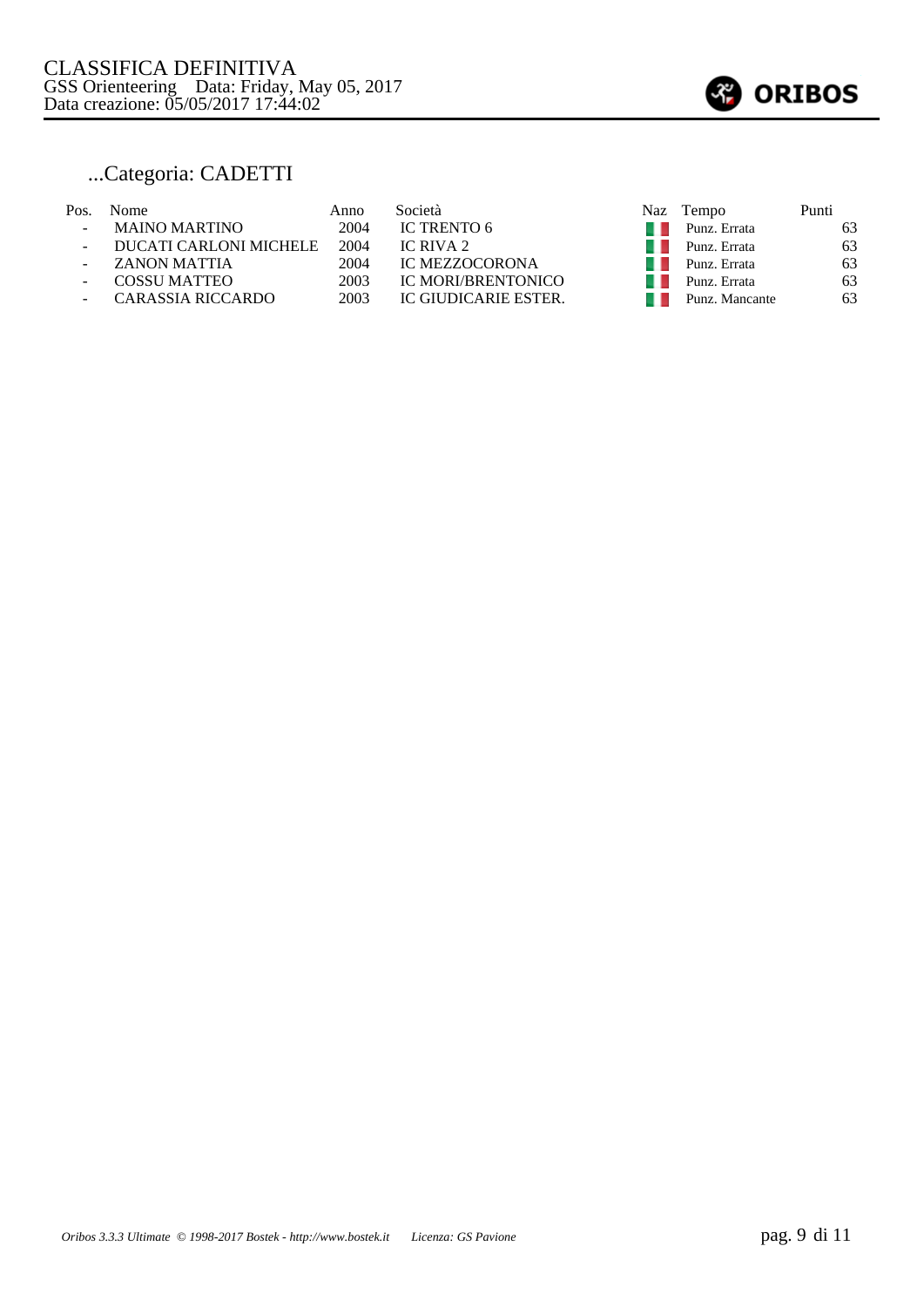CLASSIFICA DEFINITIVA
GSS Orienteering    Data: Friday, May 05, 2017
Data creazione: 05/05/2017 17:44:02

## ...Categoria: CADETTI

| Pos. | Nome | Anno | Società | Naz | Tempo | Punti |
|---|---|---|---|---|---|---|
| - | MAINO MARTINO | 2004 | IC TRENTO 6 | | Punz. Errata | 63 |
| - | DUCATI CARLONI MICHELE | 2004 | IC RIVA 2 | | Punz. Errata | 63 |
| - | ZANON MATTIA | 2004 | IC MEZZOCORONA | | Punz. Errata | 63 |
| - | COSSU MATTEO | 2003 | IC MORI/BRENTONICO | | Punz. Errata | 63 |
| - | CARASSIA RICCARDO | 2003 | IC GIUDICARIE ESTER. | | Punz. Mancante | 63 |

*Oribos 3.3.3 Ultimate © 1998-2017 Bostek - http://www.bostek.it    Licenza: GS Pavione*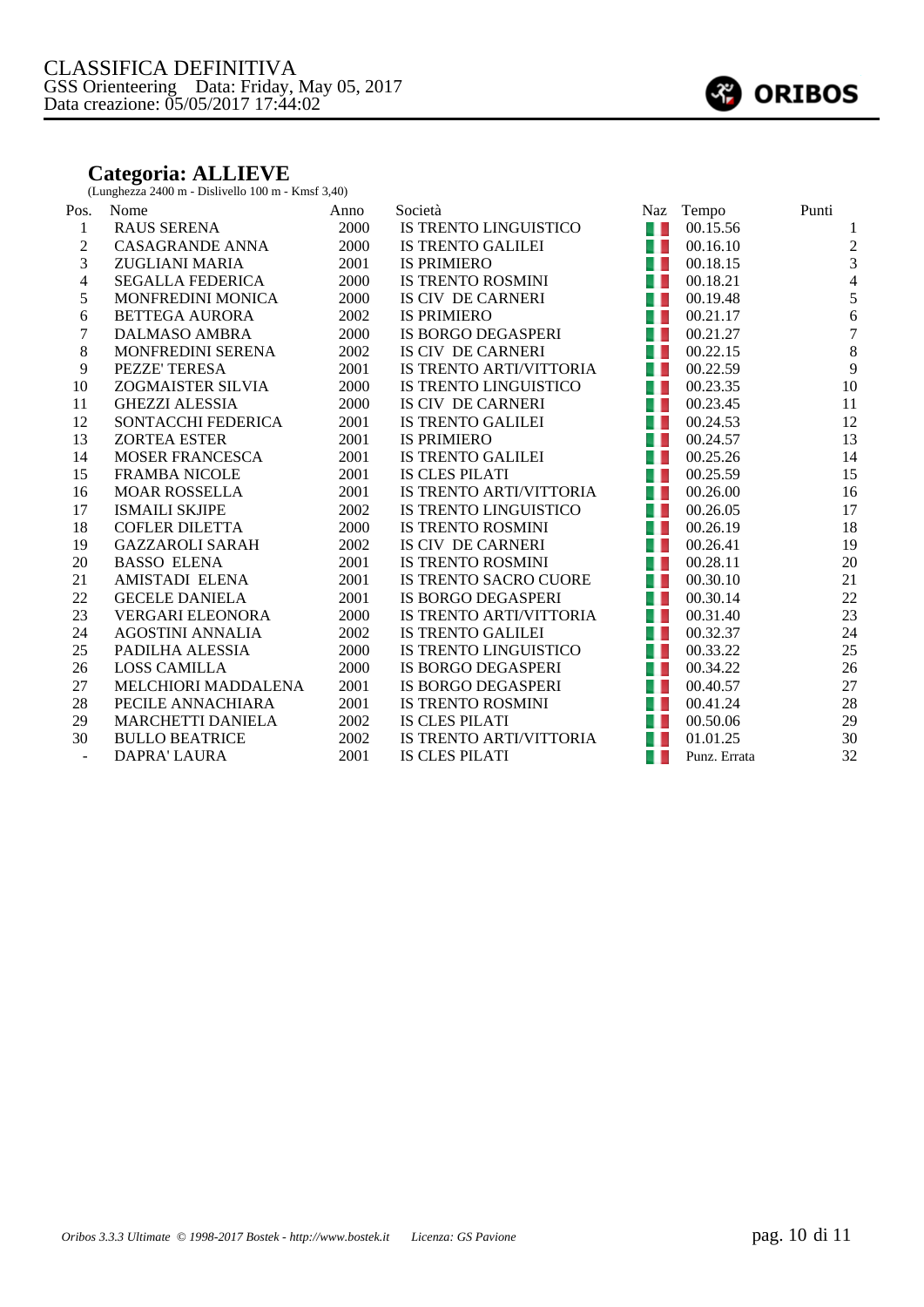CLASSIFICA DEFINITIVA
GSS Orienteering   Data: Friday, May 05, 2017
Data creazione: 05/05/2017 17:44:02

## Categoria: ALLIEVE

(Lunghezza 2400 m - Dislivello 100 m - Kmsf 3,40)

| Pos. | Nome | Anno | Società | Naz | Tempo | Punti |
|---|---|---|---|---|---|---|
| 1 | RAUS SERENA | 2000 | IS TRENTO LINGUISTICO | | 00.15.56 | 1 |
| 2 | CASAGRANDE ANNA | 2000 | IS TRENTO GALILEI | | 00.16.10 | 2 |
| 3 | ZUGLIANI MARIA | 2001 | IS PRIMIERO | | 00.18.15 | 3 |
| 4 | SEGALLA FEDERICA | 2000 | IS TRENTO ROSMINI | | 00.18.21 | 4 |
| 5 | MONFREDINI MONICA | 2000 | IS CIV DE CARNERI | | 00.19.48 | 5 |
| 6 | BETTEGA AURORA | 2002 | IS PRIMIERO | | 00.21.17 | 6 |
| 7 | DALMASO AMBRA | 2000 | IS BORGO DEGASPERI | | 00.21.27 | 7 |
| 8 | MONFREDINI SERENA | 2002 | IS CIV DE CARNERI | | 00.22.15 | 8 |
| 9 | PEZZE' TERESA | 2001 | IS TRENTO ARTI/VITTORIA | | 00.22.59 | 9 |
| 10 | ZOGMAISTER SILVIA | 2000 | IS TRENTO LINGUISTICO | | 00.23.35 | 10 |
| 11 | GHEZZI ALESSIA | 2000 | IS CIV DE CARNERI | | 00.23.45 | 11 |
| 12 | SONTACCHI FEDERICA | 2001 | IS TRENTO GALILEI | | 00.24.53 | 12 |
| 13 | ZORTEA ESTER | 2001 | IS PRIMIERO | | 00.24.57 | 13 |
| 14 | MOSER FRANCESCA | 2001 | IS TRENTO GALILEI | | 00.25.26 | 14 |
| 15 | FRAMBA NICOLE | 2001 | IS CLES PILATI | | 00.25.59 | 15 |
| 16 | MOAR ROSSELLA | 2001 | IS TRENTO ARTI/VITTORIA | | 00.26.00 | 16 |
| 17 | ISMAILI SKJIPE | 2002 | IS TRENTO LINGUISTICO | | 00.26.05 | 17 |
| 18 | COFLER DILETTA | 2000 | IS TRENTO ROSMINI | | 00.26.19 | 18 |
| 19 | GAZZAROLI SARAH | 2002 | IS CIV DE CARNERI | | 00.26.41 | 19 |
| 20 | BASSO ELENA | 2001 | IS TRENTO ROSMINI | | 00.28.11 | 20 |
| 21 | AMISTADI ELENA | 2001 | IS TRENTO SACRO CUORE | | 00.30.10 | 21 |
| 22 | GECELE DANIELA | 2001 | IS BORGO DEGASPERI | | 00.30.14 | 22 |
| 23 | VERGARI ELEONORA | 2000 | IS TRENTO ARTI/VITTORIA | | 00.31.40 | 23 |
| 24 | AGOSTINI ANNALIA | 2002 | IS TRENTO GALILEI | | 00.32.37 | 24 |
| 25 | PADILHA ALESSIA | 2000 | IS TRENTO LINGUISTICO | | 00.33.22 | 25 |
| 26 | LOSS CAMILLA | 2000 | IS BORGO DEGASPERI | | 00.34.22 | 26 |
| 27 | MELCHIORI MADDALENA | 2001 | IS BORGO DEGASPERI | | 00.40.57 | 27 |
| 28 | PECILE ANNACHIARA | 2001 | IS TRENTO ROSMINI | | 00.41.24 | 28 |
| 29 | MARCHETTI DANIELA | 2002 | IS CLES PILATI | | 00.50.06 | 29 |
| 30 | BULLO BEATRICE | 2002 | IS TRENTO ARTI/VITTORIA | | 01.01.25 | 30 |
| - | DAPRA' LAURA | 2001 | IS CLES PILATI | | Punz. Errata | 32 |

*Oribos 3.3.3 Ultimate © 1998-2017 Bostek - http://www.bostek.it   Licenza: GS Pavione*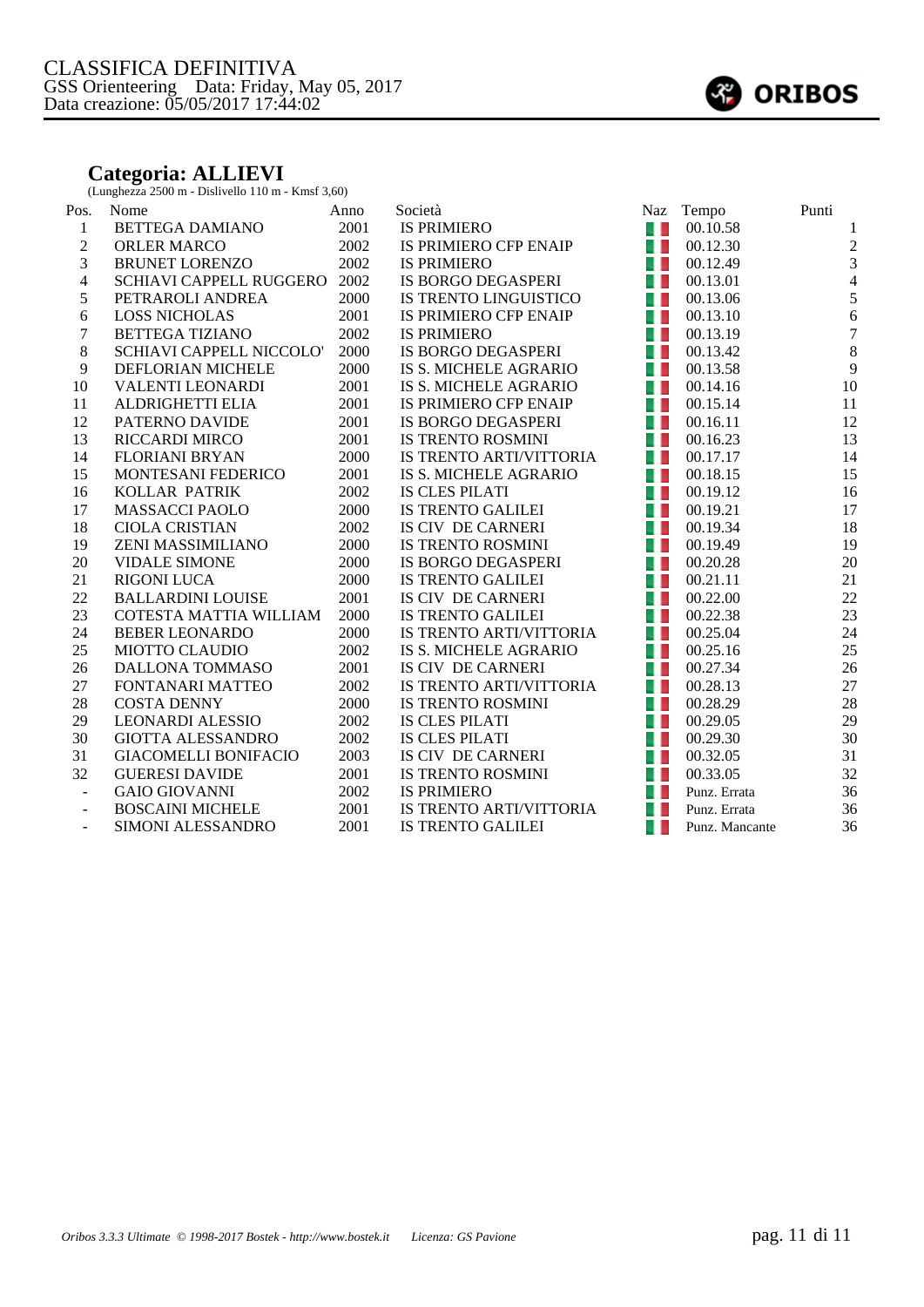CLASSIFICA DEFINITIVA
GSS Orienteering Data: Friday, May 05, 2017
Data creazione: 05/05/2017 17:44:02

ORIBOS

## Categoria: ALLIEVI

(Lunghezza 2500 m - Dislivello 110 m - Kmsf 3,60)

| Pos. | Nome | Anno | Società | Naz | Tempo | Punti |
|---|---|---|---|---|---|---|
| 1 | BETTEGA DAMIANO | 2001 | IS PRIMIERO | | 00.10.58 | 1 |
| 2 | ORLER MARCO | 2002 | IS PRIMIERO CFP ENAIP | | 00.12.30 | 2 |
| 3 | BRUNET LORENZO | 2002 | IS PRIMIERO | | 00.12.49 | 3 |
| 4 | SCHIAVI CAPPELL RUGGERO | 2002 | IS BORGO DEGASPERI | | 00.13.01 | 4 |
| 5 | PETRAROLI ANDREA | 2000 | IS TRENTO LINGUISTICO | | 00.13.06 | 5 |
| 6 | LOSS NICHOLAS | 2001 | IS PRIMIERO CFP ENAIP | | 00.13.10 | 6 |
| 7 | BETTEGA TIZIANO | 2002 | IS PRIMIERO | | 00.13.19 | 7 |
| 8 | SCHIAVI CAPPELL NICCOLO' | 2000 | IS BORGO DEGASPERI | | 00.13.42 | 8 |
| 9 | DEFLORIAN MICHELE | 2000 | IS S. MICHELE AGRARIO | | 00.13.58 | 9 |
| 10 | VALENTI LEONARDI | 2001 | IS S. MICHELE AGRARIO | | 00.14.16 | 10 |
| 11 | ALDRIGHETTI ELIA | 2001 | IS PRIMIERO CFP ENAIP | | 00.15.14 | 11 |
| 12 | PATERNO DAVIDE | 2001 | IS BORGO DEGASPERI | | 00.16.11 | 12 |
| 13 | RICCARDI MIRCO | 2001 | IS TRENTO ROSMINI | | 00.16.23 | 13 |
| 14 | FLORIANI BRYAN | 2000 | IS TRENTO ARTI/VITTORIA | | 00.17.17 | 14 |
| 15 | MONTESANI FEDERICO | 2001 | IS S. MICHELE AGRARIO | | 00.18.15 | 15 |
| 16 | KOLLAR PATRIK | 2002 | IS CLES PILATI | | 00.19.12 | 16 |
| 17 | MASSACCI PAOLO | 2000 | IS TRENTO GALILEI | | 00.19.21 | 17 |
| 18 | CIOLA CRISTIAN | 2002 | IS CIV DE CARNERI | | 00.19.34 | 18 |
| 19 | ZENI MASSIMILIANO | 2000 | IS TRENTO ROSMINI | | 00.19.49 | 19 |
| 20 | VIDALE SIMONE | 2000 | IS BORGO DEGASPERI | | 00.20.28 | 20 |
| 21 | RIGONI LUCA | 2000 | IS TRENTO GALILEI | | 00.21.11 | 21 |
| 22 | BALLARDINI LOUISE | 2001 | IS CIV DE CARNERI | | 00.22.00 | 22 |
| 23 | COTESTA MATTIA WILLIAM | 2000 | IS TRENTO GALILEI | | 00.22.38 | 23 |
| 24 | BEBER LEONARDO | 2000 | IS TRENTO ARTI/VITTORIA | | 00.25.04 | 24 |
| 25 | MIOTTO CLAUDIO | 2002 | IS S. MICHELE AGRARIO | | 00.25.16 | 25 |
| 26 | DALLONA TOMMASO | 2001 | IS CIV DE CARNERI | | 00.27.34 | 26 |
| 27 | FONTANARI MATTEO | 2002 | IS TRENTO ARTI/VITTORIA | | 00.28.13 | 27 |
| 28 | COSTA DENNY | 2000 | IS TRENTO ROSMINI | | 00.28.29 | 28 |
| 29 | LEONARDI ALESSIO | 2002 | IS CLES PILATI | | 00.29.05 | 29 |
| 30 | GIOTTA ALESSANDRO | 2002 | IS CLES PILATI | | 00.29.30 | 30 |
| 31 | GIACOMELLI BONIFACIO | 2003 | IS CIV DE CARNERI | | 00.32.05 | 31 |
| 32 | GUERESI DAVIDE | 2001 | IS TRENTO ROSMINI | | 00.33.05 | 32 |
| - | GAIO GIOVANNI | 2002 | IS PRIMIERO | | Punz. Errata | 36 |
| - | BOSCAINI MICHELE | 2001 | IS TRENTO ARTI/VITTORIA | | Punz. Errata | 36 |
| - | SIMONI ALESSANDRO | 2001 | IS TRENTO GALILEI | | Punz. Mancante | 36 |

*Oribos 3.3.3 Ultimate © 1998-2017 Bostek - http://www.bostek.it Licenza: GS Pavione*